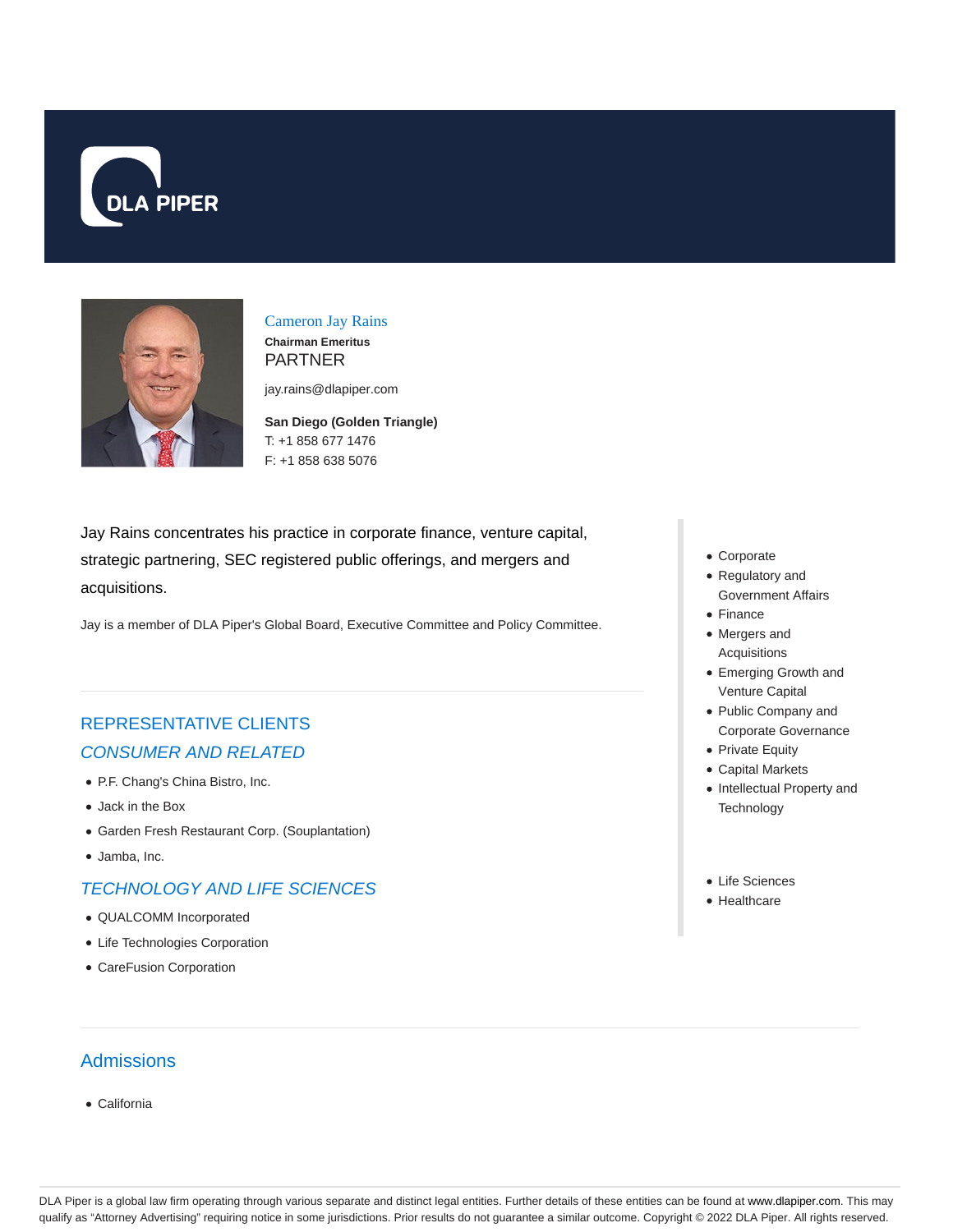# Cameron Jay Rains

**Chairman Emeritus**

PARTNER

jay.rains@dlapiper.com

**San Diego (Golden Triangle)**

T: +1 858 677 1476

F: +1 858 638 5076

Jay Rains concentrates his practice in corporate finance, venture capital, strategic partnering, SEC registered public offerings, and mergers and acquisitions.

Jay is a member of DLA Piper's Global Board, Executive Committee and Policy Committee.

- Corporate
- Regulatory and Government Affairs
- Finance
- Mergers and Acquisitions
- Emerging Growth and Venture Capital
- Public Company and Corporate Governance
- Private Equity
- Capital Markets
- Intellectual Property and Technology

- Life Sciences
- Healthcare

## REPRESENTATIVE CLIENTS

### *CONSUMER AND RELATED*

- P.F. Chang's China Bistro, Inc.
- Jack in the Box
- Garden Fresh Restaurant Corp. (Souplantation)
- Jamba, Inc.

### *TECHNOLOGY AND LIFE SCIENCES*

- QUALCOMM Incorporated
- Life Technologies Corporation
- CareFusion Corporation

## Admissions

- California

DLA Piper is a global law firm operating through various separate and distinct legal entities. Further details of these entities can be found at www.dlapiper.com. This may qualify as "Attorney Advertising" requiring notice in some jurisdictions. Prior results do not guarantee a similar outcome. Copyright © 2022 DLA Piper. All rights reserved.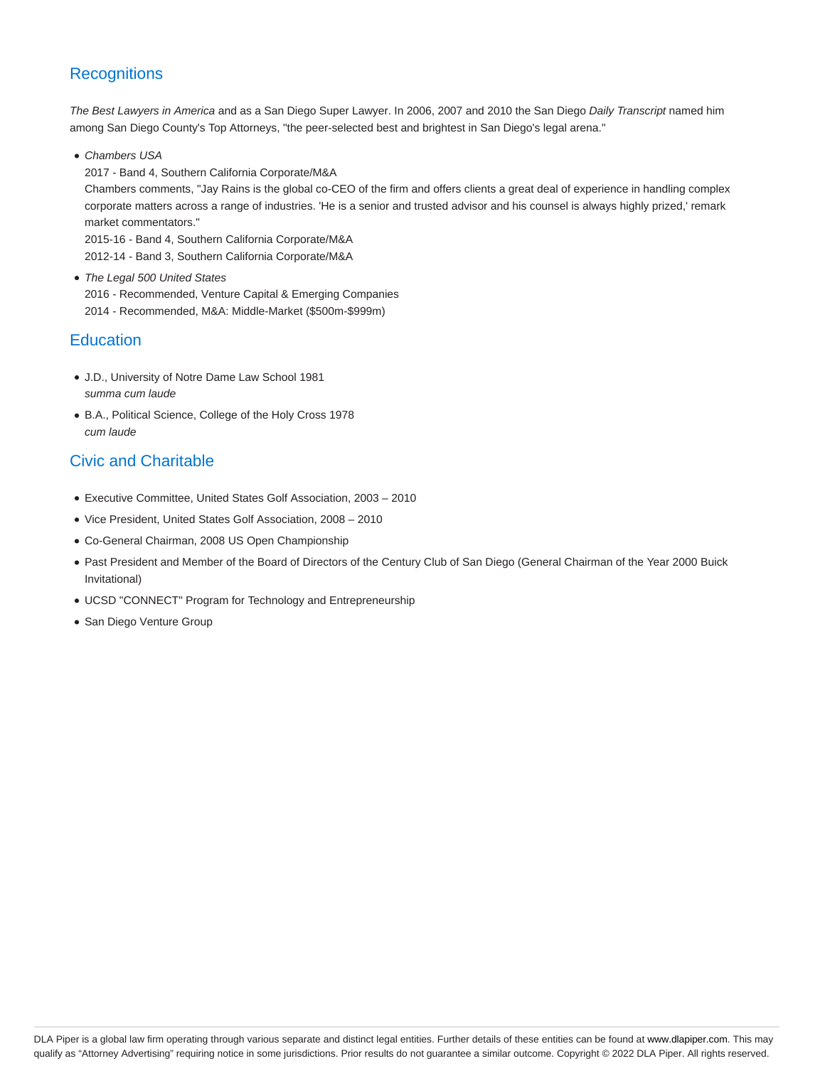## Recognitions

*The Best Lawyers in America* and as a San Diego Super Lawyer. In 2006, 2007 and 2010 the San Diego *Daily Transcript* named him among San Diego County's Top Attorneys, "the peer-selected best and brightest in San Diego's legal arena."

- *Chambers USA*
  2017 - Band 4, Southern California Corporate/M&A
  Chambers comments, "Jay Rains is the global co-CEO of the firm and offers clients a great deal of experience in handling complex corporate matters across a range of industries. 'He is a senior and trusted advisor and his counsel is always highly prized,' remark market commentators."
  2015-16 - Band 4, Southern California Corporate/M&A
  2012-14 - Band 3, Southern California Corporate/M&A
- *The Legal 500 United States*
  2016 - Recommended, Venture Capital & Emerging Companies
  2014 - Recommended, M&A: Middle-Market ($500m-$999m)

## Education

- J.D., University of Notre Dame Law School 1981
  *summa cum laude*
- B.A., Political Science, College of the Holy Cross 1978
  *cum laude*

## Civic and Charitable

- Executive Committee, United States Golf Association, 2003 – 2010
- Vice President, United States Golf Association, 2008 – 2010
- Co-General Chairman, 2008 US Open Championship
- Past President and Member of the Board of Directors of the Century Club of San Diego (General Chairman of the Year 2000 Buick Invitational)
- UCSD "CONNECT" Program for Technology and Entrepreneurship
- San Diego Venture Group

DLA Piper is a global law firm operating through various separate and distinct legal entities. Further details of these entities can be found at www.dlapiper.com. This may qualify as "Attorney Advertising" requiring notice in some jurisdictions. Prior results do not guarantee a similar outcome. Copyright © 2022 DLA Piper. All rights reserved.